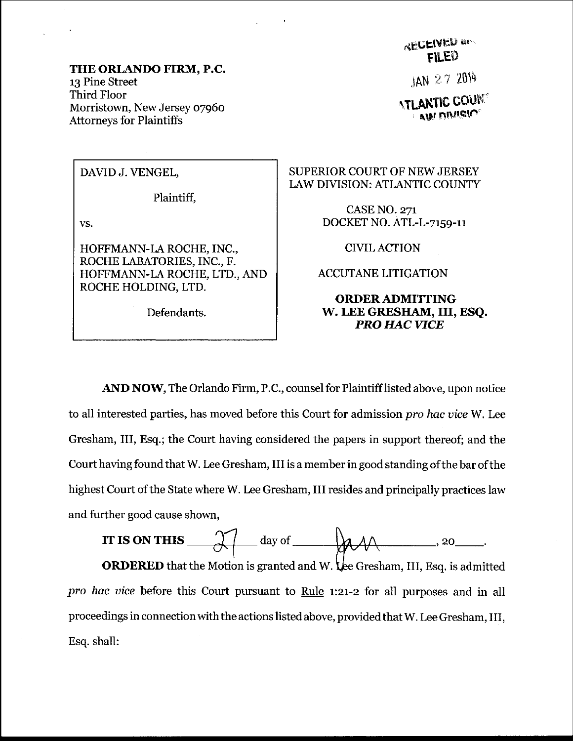**THE ORLANDO FIRM, P.C.**
13 Pine Street
Third Floor
Morristown, New Jersey 07960
Attorneys for Plaintiffs

RECEIVED and FILED
JAN 27 2014
ATLANTIC COUNTY LAW DIVISION

| | |
|---|---|
| DAVID J. VENGEL,<br><br>Plaintiff,<br><br>vs.<br><br>HOFFMANN-LA ROCHE, INC., ROCHE LABATORIES, INC., F. HOFFMANN-LA ROCHE, LTD., AND ROCHE HOLDING, LTD.<br><br>Defendants. | SUPERIOR COURT OF NEW JERSEY<br>LAW DIVISION: ATLANTIC COUNTY<br><br>CASE NO. 271<br>DOCKET NO. ATL-L-7159-11<br><br>CIVIL ACTION<br><br>ACCUTANE LITIGATION<br><br>**ORDER ADMITTING W. LEE GRESHAM, III, ESQ. *PRO HAC VICE*** |

**AND NOW**, The Orlando Firm, P.C., counsel for Plaintiff listed above, upon notice to all interested parties, has moved before this Court for admission *pro hac vice* W. Lee Gresham, III, Esq.; the Court having considered the papers in support thereof; and the Court having found that W. Lee Gresham, III is a member in good standing of the bar of the highest Court of the State where W. Lee Gresham, III resides and principally practices law and further good cause shown,

**IT IS ON THIS** 27 day of Jan, 20____.

**ORDERED** that the Motion is granted and W. Lee Gresham, III, Esq. is admitted *pro hac vice* before this Court pursuant to Rule 1:21-2 for all purposes and in all proceedings in connection with the actions listed above, provided that W. Lee Gresham, III, Esq. shall: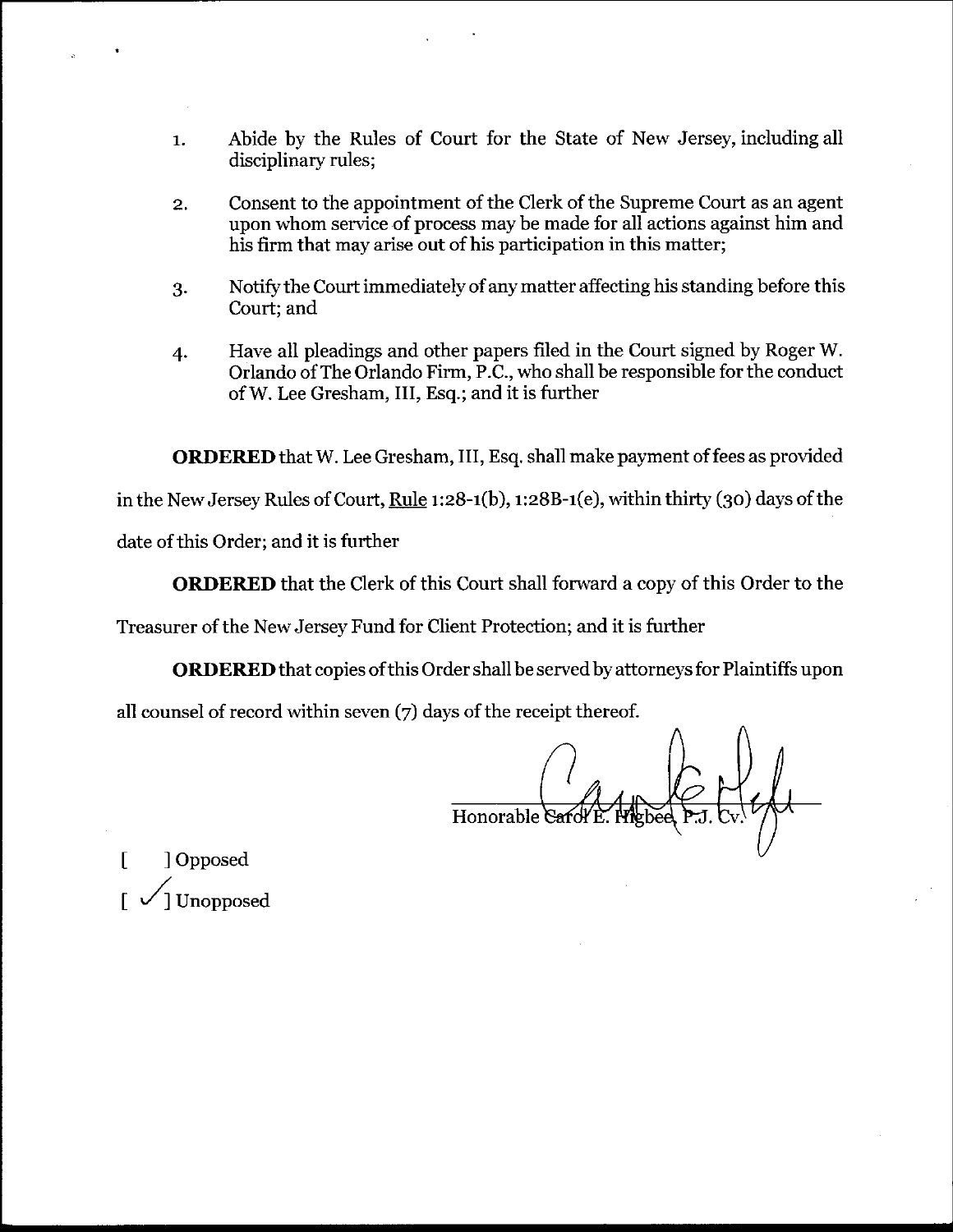1. Abide by the Rules of Court for the State of New Jersey, including all disciplinary rules;

2. Consent to the appointment of the Clerk of the Supreme Court as an agent upon whom service of process may be made for all actions against him and his firm that may arise out of his participation in this matter;

3. Notify the Court immediately of any matter affecting his standing before this Court; and

4. Have all pleadings and other papers filed in the Court signed by Roger W. Orlando of The Orlando Firm, P.C., who shall be responsible for the conduct of W. Lee Gresham, III, Esq.; and it is further

**ORDERED** that W. Lee Gresham, III, Esq. shall make payment of fees as provided in the New Jersey Rules of Court, Rule 1:28-1(b), 1:28B-1(e), within thirty (30) days of the date of this Order; and it is further

**ORDERED** that the Clerk of this Court shall forward a copy of this Order to the Treasurer of the New Jersey Fund for Client Protection; and it is further

**ORDERED** that copies of this Order shall be served by attorneys for Plaintiffs upon all counsel of record within seven (7) days of the receipt thereof.

Honorable Carol E. Higbee, P.J. Cv.

[ ] Opposed

[ ✓ ] Unopposed